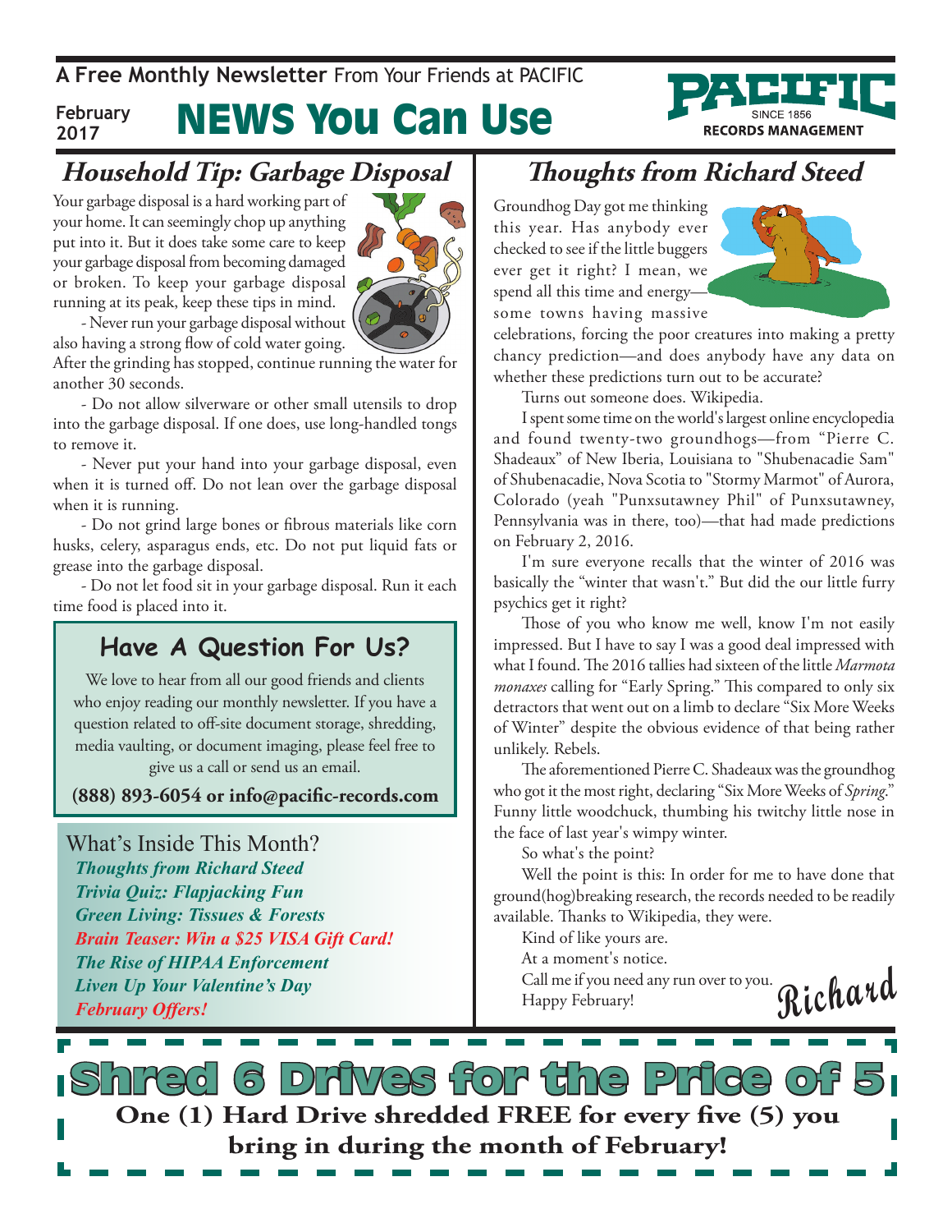A **Free Monthly Newsletter** From Your Friends at PACIFIC

**February 2017**

# NEWS You Can Use

PACIFIC SINCE 1856 RECORDS MANAGEMENT

## *Household Tip: Garbage Disposal*

Your garbage disposal is a hard working part of your home. It can seemingly chop up anything put into it. But it does take some care to keep your garbage disposal from becoming damaged or broken. To keep your garbage disposal running at its peak, keep these tips in mind.

- Never run your garbage disposal without also having a strong flow of cold water going. After the grinding has stopped, continue running the water for another 30 seconds.

- Do not allow silverware or other small utensils to drop into the garbage disposal. If one does, use long-handled tongs to remove it.

- Never put your hand into your garbage disposal, even when it is turned off. Do not lean over the garbage disposal when it is running.

- Do not grind large bones or fibrous materials like corn husks, celery, asparagus ends, etc. Do not put liquid fats or grease into the garbage disposal.

- Do not let food sit in your garbage disposal. Run it each time food is placed into it.

### Have A Question For Us?

We love to hear from all our good friends and clients who enjoy reading our monthly newsletter. If you have a question related to off-site document storage, shredding, media vaulting, or document imaging, please feel free to give us a call or send us an email.

**(888) 893-6054 or info@pacific-records.com**

What's Inside This Month?

***Thoughts from Richard Steed***
***Trivia Quiz: Flapjacking Fun***
***Green Living: Tissues & Forests***
***Brain Teaser: Win a $25 VISA Gift Card!***
***The Rise of HIPAA Enforcement***
***Liven Up Your Valentine's Day***
***February Offers!***

## *Thoughts from Richard Steed*

Groundhog Day got me thinking this year. Has anybody ever checked to see if the little buggers ever get it right? I mean, we spend all this time and energy—some towns having massive celebrations, forcing the poor creatures into making a pretty chancy prediction—and does anybody have any data on whether these predictions turn out to be accurate?

Turns out someone does. Wikipedia.

I spent some time on the world's largest online encyclopedia and found twenty-two groundhogs—from "Pierre C. Shadeaux" of New Iberia, Louisiana to "Shubenacadie Sam" of Shubenacadie, Nova Scotia to "Stormy Marmot" of Aurora, Colorado (yeah "Punxsutawney Phil" of Punxsutawney, Pennsylvania was in there, too)—that had made predictions on February 2, 2016.

I'm sure everyone recalls that the winter of 2016 was basically the "winter that wasn't." But did the our little furry psychics get it right?

Those of you who know me well, know I'm not easily impressed. But I have to say I was a good deal impressed with what I found. The 2016 tallies had sixteen of the little *Marmota monaxes* calling for "Early Spring." This compared to only six detractors that went out on a limb to declare "Six More Weeks of Winter" despite the obvious evidence of that being rather unlikely. Rebels.

The aforementioned Pierre C. Shadeaux was the groundhog who got it the most right, declaring "Six More Weeks of *Spring*." Funny little woodchuck, thumbing his twitchy little nose in the face of last year's wimpy winter.

So what's the point?

Well the point is this: In order for me to have done that ground(hog)breaking research, the records needed to be readily available. Thanks to Wikipedia, they were.

Kind of like yours are.

At a moment's notice.

Call me if you need any run over to you.

Happy February!

Richard

# Shred 6 Drives for the Price of 5

**One (1) Hard Drive shredded FREE for every five (5) you bring in during the month of February!**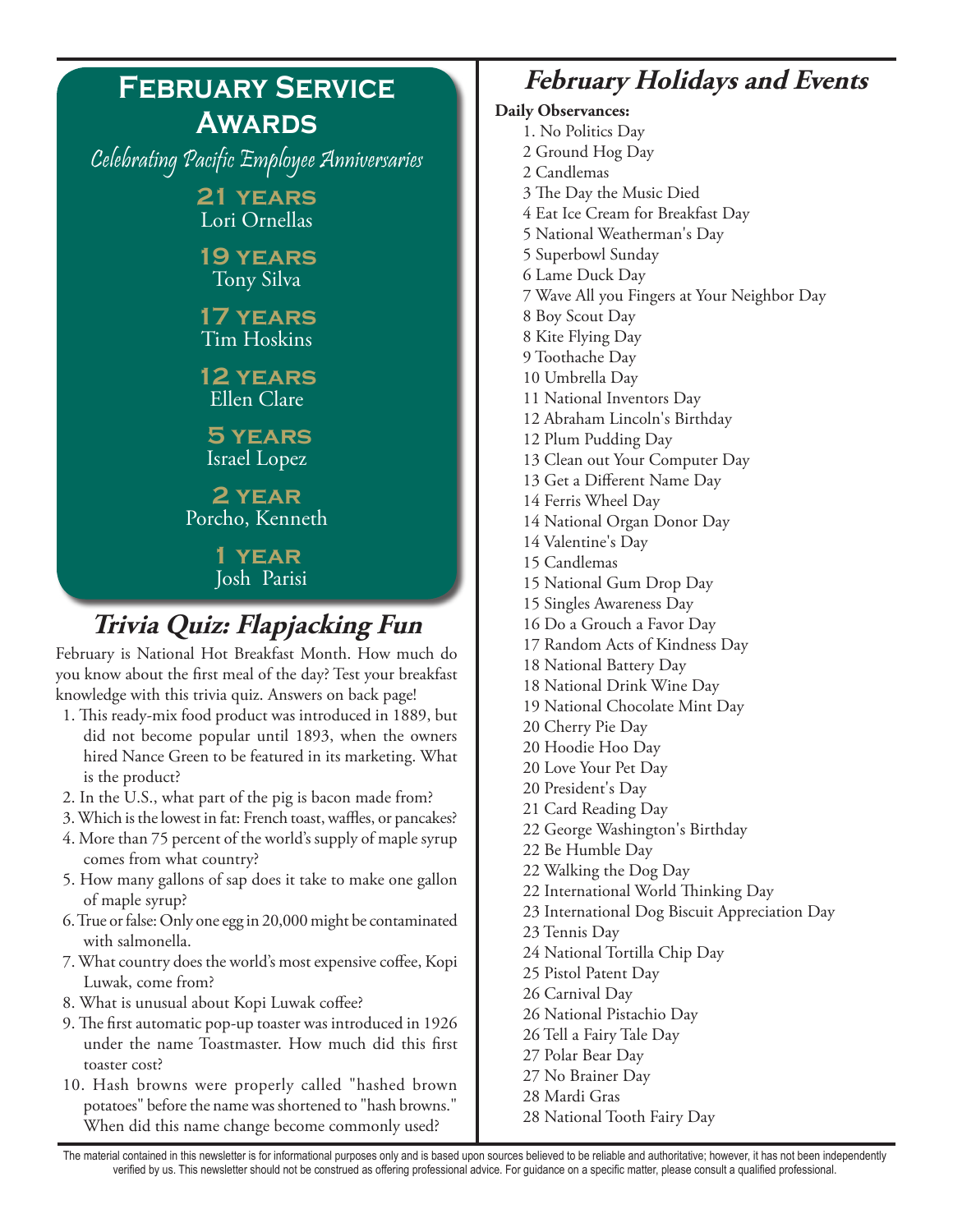## February Service Awards

*Celebrating Pacific Employee Anniversaries*

**21 years**
Lori Ornellas

**19 years**
Tony Silva

**17 years**
Tim Hoskins

**12 years**
Ellen Clare

**5 years**
Israel Lopez

**2 year**
Porcho, Kenneth

**1 year**
Josh Parisi

## *Trivia Quiz: Flapjacking Fun*

February is National Hot Breakfast Month. How much do you know about the first meal of the day? Test your breakfast knowledge with this trivia quiz. Answers on back page!

1. This ready-mix food product was introduced in 1889, but did not become popular until 1893, when the owners hired Nance Green to be featured in its marketing. What is the product?
2. In the U.S., what part of the pig is bacon made from?
3. Which is the lowest in fat: French toast, waffles, or pancakes?
4. More than 75 percent of the world's supply of maple syrup comes from what country?
5. How many gallons of sap does it take to make one gallon of maple syrup?
6. True or false: Only one egg in 20,000 might be contaminated with salmonella.
7. What country does the world's most expensive coffee, Kopi Luwak, come from?
8. What is unusual about Kopi Luwak coffee?
9. The first automatic pop-up toaster was introduced in 1926 under the name Toastmaster. How much did this first toaster cost?
10. Hash browns were properly called "hashed brown potatoes" before the name was shortened to "hash browns." When did this name change become commonly used?

## *February Holidays and Events*

**Daily Observances:**

1. No Politics Day
2 Ground Hog Day
2 Candlemas
3 The Day the Music Died
4 Eat Ice Cream for Breakfast Day
5 National Weatherman's Day
5 Superbowl Sunday
6 Lame Duck Day
7 Wave All you Fingers at Your Neighbor Day
8 Boy Scout Day
8 Kite Flying Day
9 Toothache Day
10 Umbrella Day
11 National Inventors Day
12 Abraham Lincoln's Birthday
12 Plum Pudding Day
13 Clean out Your Computer Day
13 Get a Different Name Day
14 Ferris Wheel Day
14 National Organ Donor Day
14 Valentine's Day
15 Candlemas
15 National Gum Drop Day
15 Singles Awareness Day
16 Do a Grouch a Favor Day
17 Random Acts of Kindness Day
18 National Battery Day
18 National Drink Wine Day
19 National Chocolate Mint Day
20 Cherry Pie Day
20 Hoodie Hoo Day
20 Love Your Pet Day
20 President's Day
21 Card Reading Day
22 George Washington's Birthday
22 Be Humble Day
22 Walking the Dog Day
22 International World Thinking Day
23 International Dog Biscuit Appreciation Day
23 Tennis Day
24 National Tortilla Chip Day
25 Pistol Patent Day
26 Carnival Day
26 National Pistachio Day
26 Tell a Fairy Tale Day
27 Polar Bear Day
27 No Brainer Day
28 Mardi Gras
28 National Tooth Fairy Day

The material contained in this newsletter is for informational purposes only and is based upon sources believed to be reliable and authoritative; however, it has not been independently verified by us. This newsletter should not be construed as offering professional advice. For guidance on a specific matter, please consult a qualified professional.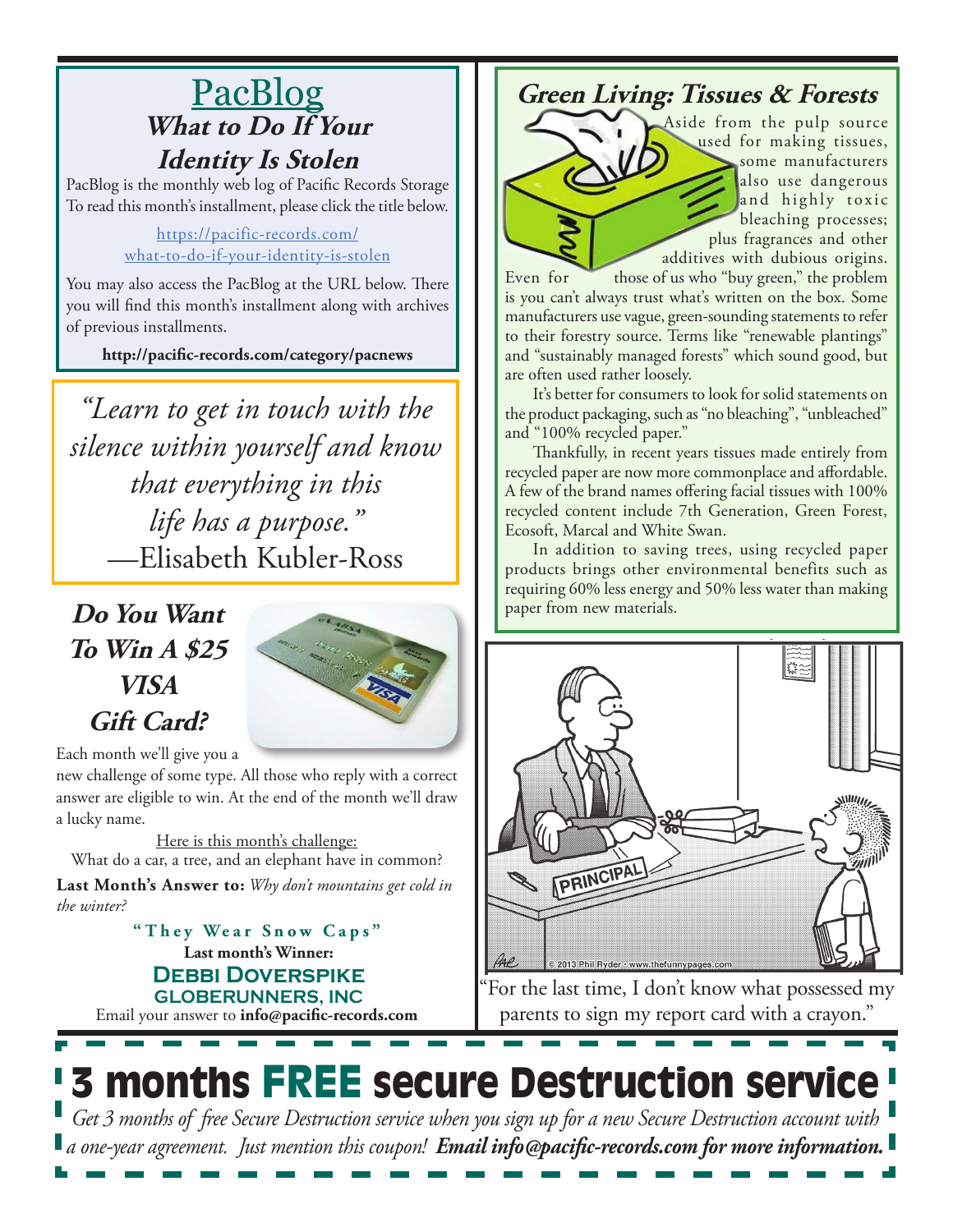## PacBlog

### What to Do If Your Identity Is Stolen

PacBlog is the monthly web log of Pacific Records Storage To read this month's installment, please click the title below.

https://pacific-records.com/what-to-do-if-your-identity-is-stolen

You may also access the PacBlog at the URL below. There you will find this month's installment along with archives of previous installments.

**http://pacific-records.com/category/pacnews**

*"Learn to get in touch with the silence within yourself and know that everything in this life has a purpose."*
—Elisabeth Kubler-Ross

### Do You Want To Win A $25 VISA Gift Card?

Each month we'll give you a new challenge of some type. All those who reply with a correct answer are eligible to win. At the end of the month we'll draw a lucky name.

Here is this month's challenge:
What do a car, a tree, and an elephant have in common?

**Last Month's Answer to:** *Why don't mountains get cold in the winter?*

**"They Wear Snow Caps"**

**Last month's Winner:**
**Debbi Doverspike**
**GLOBERUNNERS, INC**

Email your answer to **info@pacific-records.com**

### Green Living: Tissues & Forests

Aside from the pulp source used for making tissues, some manufacturers also use dangerous and highly toxic bleaching processes; plus fragrances and other additives with dubious origins. Even for those of us who "buy green," the problem is you can't always trust what's written on the box. Some manufacturers use vague, green-sounding statements to refer to their forestry source. Terms like "renewable plantings" and "sustainably managed forests" which sound good, but are often used rather loosely.

It's better for consumers to look for solid statements on the product packaging, such as "no bleaching", "unbleached" and "100% recycled paper."

Thankfully, in recent years tissues made entirely from recycled paper are now more commonplace and affordable. A few of the brand names offering facial tissues with 100% recycled content include 7th Generation, Green Forest, Ecosoft, Marcal and White Swan.

In addition to saving trees, using recycled paper products brings other environmental benefits such as requiring 60% less energy and 50% less water than making paper from new materials.

"For the last time, I don't know what possessed my parents to sign my report card with a crayon."

## 3 months FREE secure Destruction service

*Get 3 months of free Secure Destruction service when you sign up for a new Secure Destruction account with a one-year agreement. Just mention this coupon!* ***Email info@pacific-records.com for more information.***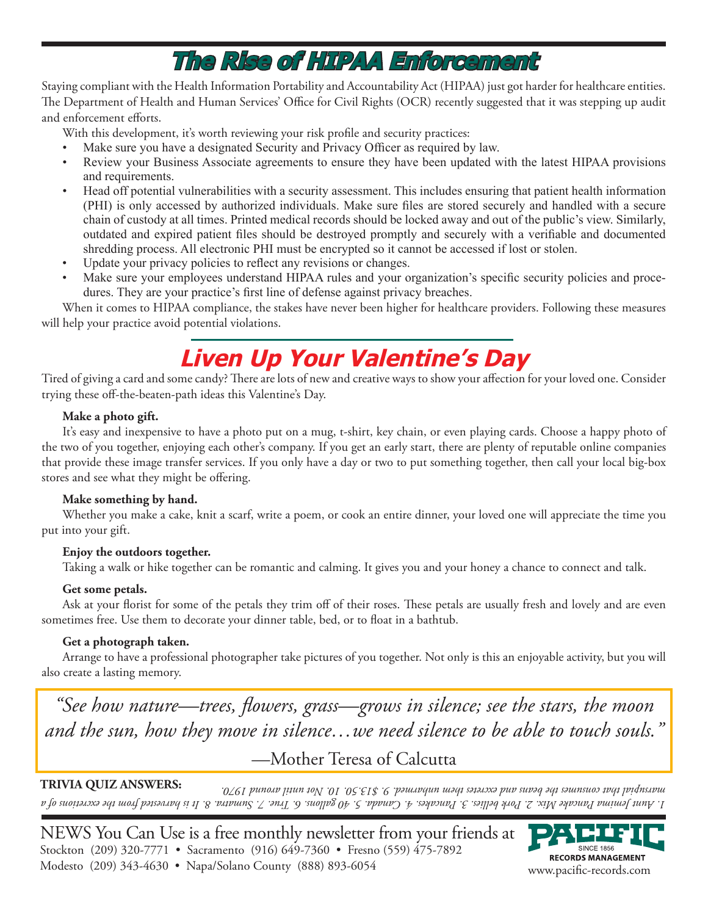# The Rise of HIPAA Enforcement

Staying compliant with the Health Information Portability and Accountability Act (HIPAA) just got harder for healthcare entities. The Department of Health and Human Services' Office for Civil Rights (OCR) recently suggested that it was stepping up audit and enforcement efforts.

With this development, it's worth reviewing your risk profile and security practices:

- Make sure you have a designated Security and Privacy Officer as required by law.
- Review your Business Associate agreements to ensure they have been updated with the latest HIPAA provisions and requirements.
- Head off potential vulnerabilities with a security assessment. This includes ensuring that patient health information (PHI) is only accessed by authorized individuals. Make sure files are stored securely and handled with a secure chain of custody at all times. Printed medical records should be locked away and out of the public's view. Similarly, outdated and expired patient files should be destroyed promptly and securely with a verifiable and documented shredding process. All electronic PHI must be encrypted so it cannot be accessed if lost or stolen.
- Update your privacy policies to reflect any revisions or changes.
- Make sure your employees understand HIPAA rules and your organization's specific security policies and procedures. They are your practice's first line of defense against privacy breaches.

When it comes to HIPAA compliance, the stakes have never been higher for healthcare providers. Following these measures will help your practice avoid potential violations.

# Liven Up Your Valentine's Day

Tired of giving a card and some candy? There are lots of new and creative ways to show your affection for your loved one. Consider trying these off-the-beaten-path ideas this Valentine's Day.

**Make a photo gift.**

It's easy and inexpensive to have a photo put on a mug, t-shirt, key chain, or even playing cards. Choose a happy photo of the two of you together, enjoying each other's company. If you get an early start, there are plenty of reputable online companies that provide these image transfer services. If you only have a day or two to put something together, then call your local big-box stores and see what they might be offering.

**Make something by hand.**

Whether you make a cake, knit a scarf, write a poem, or cook an entire dinner, your loved one will appreciate the time you put into your gift.

**Enjoy the outdoors together.**

Taking a walk or hike together can be romantic and calming. It gives you and your honey a chance to connect and talk.

**Get some petals.**

Ask at your florist for some of the petals they trim off of their roses. These petals are usually fresh and lovely and are even sometimes free. Use them to decorate your dinner table, bed, or to float in a bathtub.

**Get a photograph taken.**

Arrange to have a professional photographer take pictures of you together. Not only is this an enjoyable activity, but you will also create a lasting memory.

> *"See how nature—trees, flowers, grass—grows in silence; see the stars, the moon and the sun, how they move in silence…we need silence to be able to touch souls."*
>
> —Mother Teresa of Calcutta

**TRIVIA QUIZ ANSWERS:**

*1. Aunt Jemima Pancake Mix. 2. Pork bellies. 3. Pancakes. 4. Canada. 5. 40 gallons. 6. True. 7. Sumatra. 8. It is harvested from the excretions of a marsupial that consumes the beans and excretes them unharmed. 9. $13.50. 10. Not until around 1970.*

NEWS You Can Use is a free monthly newsletter from your friends at

Stockton (209) 320-7771 • Sacramento (916) 649-7360 • Fresno (559) 475-7892
Modesto (209) 343-4630 • Napa/Solano County (888) 893-6054

PACIFIC
SINCE 1856
RECORDS MANAGEMENT
www.pacific-records.com